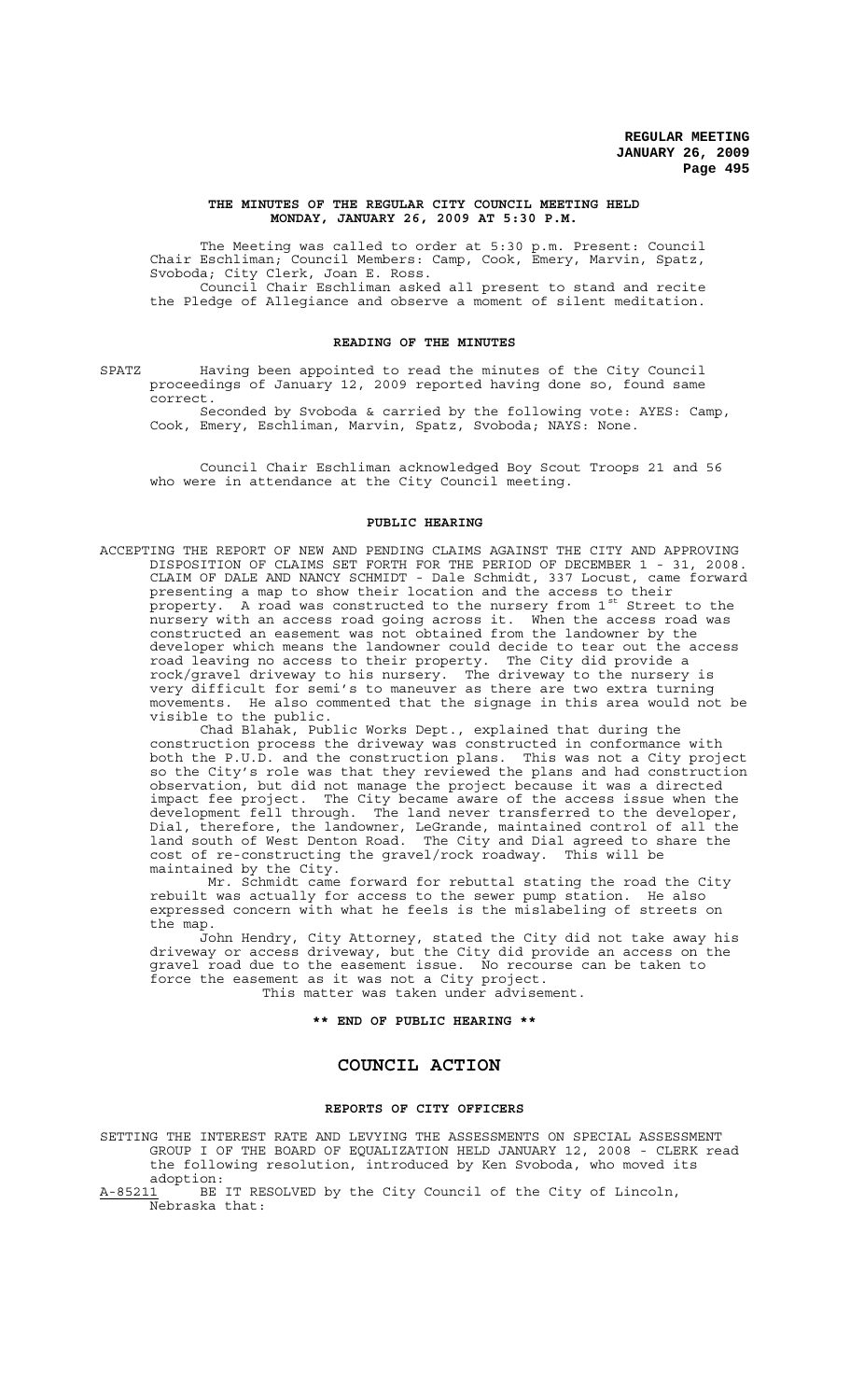# THE MINUTES OF THE REGULAR CITY COUNCIL MEETING HELD MONDAY, JANUARY 26, 2009 AT 5:30 P.M.

The Meeting was called to order at 5:30 p.m. Present: Council Chair Eschliman; Council Members: Camp, Cook, Emery, Marvin, Spatz, Svoboda; City Clerk, Joan E. Ross.

Council Chair Eschliman asked all present to stand and recite the Pledge of Allegiance and observe a moment of silent meditation.

## READING OF THE MINUTES

SPATZ Having been appointed to read the minutes of the City Council proceedings of January 12, 2009 reported having done so, found same correct.

Seconded by Svoboda & carried by the following vote: AYES: Camp, Cook, Emery, Eschliman, Marvin, Spatz, Svoboda; NAYS: None.

Council Chair Eschliman acknowledged Boy Scout Troops 21 and 56 who were in attendance at the City Council meeting.

## PUBLIC HEARING

ACCEPTING THE REPORT OF NEW AND PENDING CLAIMS AGAINST THE CITY AND APPROVING DISPOSITION OF CLAIMS SET FORTH FOR THE PERIOD OF DECEMBER 1 - 31, 2008. CLAIM OF DALE AND NANCY SCHMIDT - Dale Schmidt, 337 Locust, came forward presenting a map to show their location and the access to their property. A road was constructed to the nursery from 1st Street to the nursery with an access road going across it. When the access road was constructed an easement was not obtained from the landowner by the developer which means the landowner could decide to tear out the access road leaving no access to their property. The City did provide a rock/gravel driveway to his nursery. The driveway to the nursery is very difficult for semi's to maneuver as there are two extra turning movements. He also commented that the signage in this area would not be visible to the public.

Chad Blahak, Public Works Dept., explained that during the construction process the driveway was constructed in conformance with both the P.U.D. and the construction plans. This was not a City project so the City's role was that they reviewed the plans and had construction observation, but did not manage the project because it was a directed impact fee project. The City became aware of the access issue when the development fell through. The land never transferred to the developer, Dial, therefore, the landowner, LeGrande, maintained control of all the land south of West Denton Road. The City and Dial agreed to share the cost of re-constructing the gravel/rock roadway. This will be maintained by the City.

Mr. Schmidt came forward for rebuttal stating the road the City rebuilt was actually for access to the sewer pump station. He also expressed concern with what he feels is the mislabeling of streets on the map.

John Hendry, City Attorney, stated the City did not take away his driveway or access driveway, but the City did provide an access on the gravel road due to the easement issue. No recourse can be taken to force the easement as it was not a City project.

This matter was taken under advisement.

**\*\* END OF PUBLIC HEARING \*\***

# COUNCIL ACTION

## REPORTS OF CITY OFFICERS

SETTING THE INTEREST RATE AND LEVYING THE ASSESSMENTS ON SPECIAL ASSESSMENT GROUP I OF THE BOARD OF EQUALIZATION HELD JANUARY 12, 2008 - CLERK read the following resolution, introduced by Ken Svoboda, who moved its adoption:

A-85211 BE IT RESOLVED by the City Council of the City of Lincoln, Nebraska that: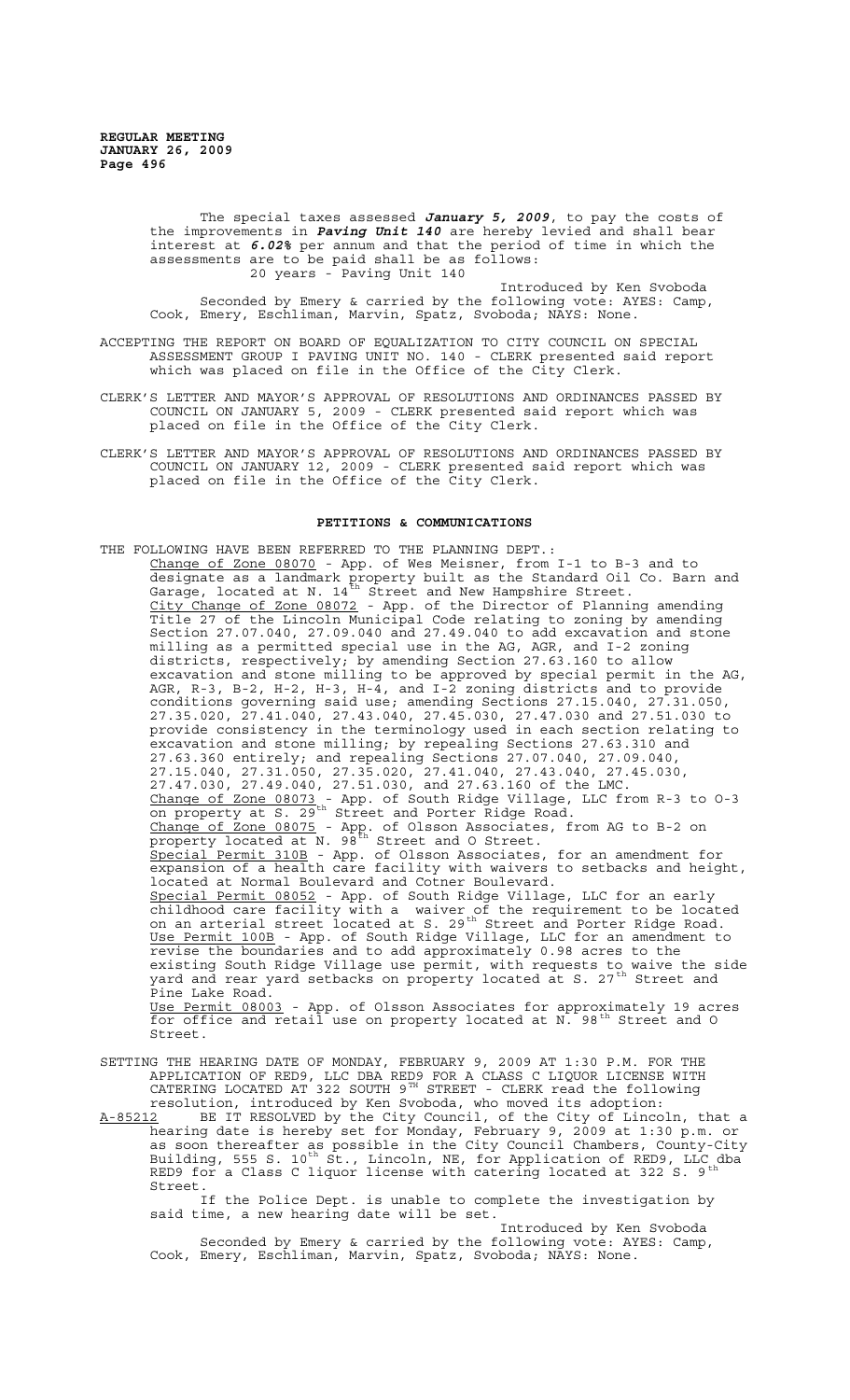The special taxes assessed ***January 5, 2009***, to pay the costs of the improvements in ***Paving Unit 140*** are hereby levied and shall bear interest at ***6.02%*** per annum and that the period of time in which the assessments are to be paid shall be as follows:

20 years - Paving Unit 140

Introduced by Ken Svoboda

Seconded by Emery & carried by the following vote: AYES: Camp, Cook, Emery, Eschliman, Marvin, Spatz, Svoboda; NAYS: None.

ACCEPTING THE REPORT ON BOARD OF EQUALIZATION TO CITY COUNCIL ON SPECIAL ASSESSMENT GROUP I PAVING UNIT NO. 140 - CLERK presented said report which was placed on file in the Office of the City Clerk.

CLERK'S LETTER AND MAYOR'S APPROVAL OF RESOLUTIONS AND ORDINANCES PASSED BY COUNCIL ON JANUARY 5, 2009 - CLERK presented said report which was placed on file in the Office of the City Clerk.

CLERK'S LETTER AND MAYOR'S APPROVAL OF RESOLUTIONS AND ORDINANCES PASSED BY COUNCIL ON JANUARY 12, 2009 - CLERK presented said report which was placed on file in the Office of the City Clerk.

## PETITIONS & COMMUNICATIONS

THE FOLLOWING HAVE BEEN REFERRED TO THE PLANNING DEPT.:

Change of Zone 08070 - App. of Wes Meisner, from I-1 to B-3 and to designate as a landmark property built as the Standard Oil Co. Barn and Garage, located at N. 14th Street and New Hampshire Street.

City Change of Zone 08072 - App. of the Director of Planning amending Title 27 of the Lincoln Municipal Code relating to zoning by amending Section 27.07.040, 27.09.040 and 27.49.040 to add excavation and stone milling as a permitted special use in the AG, AGR, and I-2 zoning districts, respectively; by amending Section 27.63.160 to allow excavation and stone milling to be approved by special permit in the AG, AGR, R-3, B-2, H-2, H-3, H-4, and I-2 zoning districts and to provide conditions governing said use; amending Sections 27.15.040, 27.31.050, 27.35.020, 27.41.040, 27.43.040, 27.45.030, 27.47.030 and 27.51.030 to provide consistency in the terminology used in each section relating to excavation and stone milling; by repealing Sections 27.63.310 and 27.63.360 entirely; and repealing Sections 27.07.040, 27.09.040, 27.15.040, 27.31.050, 27.35.020, 27.41.040, 27.43.040, 27.45.030, 27.47.030, 27.49.040, 27.51.030, and 27.63.160 of the LMC.

Change of Zone 08073 - App. of South Ridge Village, LLC from R-3 to O-3 on property at S. 29th Street and Porter Ridge Road.

Change of Zone 08075 - App. of Olsson Associates, from AG to B-2 on property located at N. 98th Street and O Street.

Special Permit 310B - App. of Olsson Associates, for an amendment for expansion of a health care facility with waivers to setbacks and height, located at Normal Boulevard and Cotner Boulevard.

Special Permit 08052 - App. of South Ridge Village, LLC for an early childhood care facility with a waiver of the requirement to be located on an arterial street located at S. 29th Street and Porter Ridge Road.

Use Permit 100B - App. of South Ridge Village, LLC for an amendment to revise the boundaries and to add approximately 0.98 acres to the existing South Ridge Village use permit, with requests to waive the side yard and rear yard setbacks on property located at S. 27th Street and Pine Lake Road.

Use Permit 08003 - App. of Olsson Associates for approximately 19 acres for office and retail use on property located at N. 98th Street and O Street.

SETTING THE HEARING DATE OF MONDAY, FEBRUARY 9, 2009 AT 1:30 P.M. FOR THE APPLICATION OF RED9, LLC DBA RED9 FOR A CLASS C LIQUOR LICENSE WITH CATERING LOCATED AT 322 SOUTH 9TH STREET - CLERK read the following resolution, introduced by Ken Svoboda, who moved its adoption:

A-85212 BE IT RESOLVED by the City Council, of the City of Lincoln, that a hearing date is hereby set for Monday, February 9, 2009 at 1:30 p.m. or as soon thereafter as possible in the City Council Chambers, County-City Building, 555 S. 10th St., Lincoln, NE, for Application of RED9, LLC dba RED9 for a Class C liquor license with catering located at 322 S. 9th Street.

If the Police Dept. is unable to complete the investigation by said time, a new hearing date will be set.

Introduced by Ken Svoboda

Seconded by Emery & carried by the following vote: AYES: Camp, Cook, Emery, Eschliman, Marvin, Spatz, Svoboda; NAYS: None.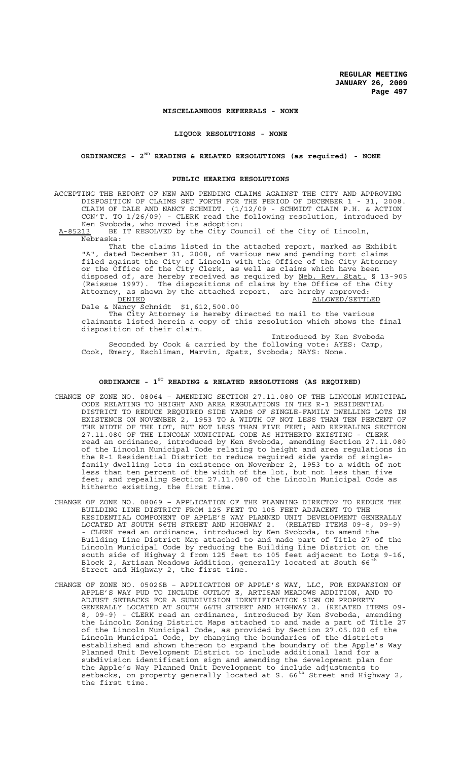**MISCELLANEOUS REFERRALS - NONE**

**LIQUOR RESOLUTIONS - NONE**

**ORDINANCES - 2ND READING & RELATED RESOLUTIONS (as required) - NONE**

**PUBLIC HEARING RESOLUTIONS**

ACCEPTING THE REPORT OF NEW AND PENDING CLAIMS AGAINST THE CITY AND APPROVING DISPOSITION OF CLAIMS SET FORTH FOR THE PERIOD OF DECEMBER 1 - 31, 2008. CLAIM OF DALE AND NANCY SCHMIDT. (1/12/09 - SCHMIDT CLAIM P.H. & ACTION CON'T. TO 1/26/09) - CLERK read the following resolution, introduced by Ken Svoboda, who moved its adoption:

A-85213 BE IT RESOLVED by the City Council of the City of Lincoln, Nebraska:

That the claims listed in the attached report, marked as Exhibit "A", dated December 31, 2008, of various new and pending tort claims filed against the City of Lincoln with the Office of the City Attorney or the Office of the City Clerk, as well as claims which have been disposed of, are hereby received as required by Neb. Rev. Stat. § 13-905 (Reissue 1997). The dispositions of claims by the Office of the City Attorney, as shown by the attached report, are hereby approved:

| DENIED | | ALLOWED/SETTLED |
|---|---|---|
| Dale & Nancy Schmidt | $1,612,500.00 | |

The City Attorney is hereby directed to mail to the various claimants listed herein a copy of this resolution which shows the final disposition of their claim.

Introduced by Ken Svoboda

Seconded by Cook & carried by the following vote: AYES: Camp, Cook, Emery, Eschliman, Marvin, Spatz, Svoboda; NAYS: None.

**ORDINANCE - 1ST READING & RELATED RESOLUTIONS (AS REQUIRED)**

CHANGE OF ZONE NO. 08064 – AMENDING SECTION 27.11.080 OF THE LINCOLN MUNICIPAL CODE RELATING TO HEIGHT AND AREA REGULATIONS IN THE R-1 RESIDENTIAL DISTRICT TO REDUCE REQUIRED SIDE YARDS OF SINGLE-FAMILY DWELLING LOTS IN EXISTENCE ON NOVEMBER 2, 1953 TO A WIDTH OF NOT LESS THAN TEN PERCENT OF THE WIDTH OF THE LOT, BUT NOT LESS THAN FIVE FEET; AND REPEALING SECTION 27.11.080 OF THE LINCOLN MUNICIPAL CODE AS HITHERTO EXISTING - CLERK read an ordinance, introduced by Ken Svoboda, amending Section 27.11.080 of the Lincoln Municipal Code relating to height and area regulations in the R-1 Residential District to reduce required side yards of single-family dwelling lots in existence on November 2, 1953 to a width of not less than ten percent of the width of the lot, but not less than five feet; and repealing Section 27.11.080 of the Lincoln Municipal Code as hitherto existing, the first time.

CHANGE OF ZONE NO. 08069 – APPLICATION OF THE PLANNING DIRECTOR TO REDUCE THE BUILDING LINE DISTRICT FROM 125 FEET TO 105 FEET ADJACENT TO THE RESIDENTIAL COMPONENT OF APPLE'S WAY PLANNED UNIT DEVELOPMENT GENERALLY LOCATED AT SOUTH 66TH STREET AND HIGHWAY 2. (RELATED ITEMS 09-8, 09-9) - CLERK read an ordinance, introduced by Ken Svoboda, to amend the Building Line District Map attached to and made part of Title 27 of the Lincoln Municipal Code by reducing the Building Line District on the south side of Highway 2 from 125 feet to 105 feet adjacent to Lots 9-16, Block 2, Artisan Meadows Addition, generally located at South 66th Street and Highway 2, the first time.

CHANGE OF ZONE NO. 05026B – APPLICATION OF APPLE'S WAY, LLC, FOR EXPANSION OF APPLE'S WAY PUD TO INCLUDE OUTLOT E, ARTISAN MEADOWS ADDITION, AND TO ADJUST SETBACKS FOR A SUBDIVISION IDENTIFICATION SIGN ON PROPERTY GENERALLY LOCATED AT SOUTH 66TH STREET AND HIGHWAY 2. (RELATED ITEMS 09-8, 09-9) - CLERK read an ordinance, introduced by Ken Svoboda, amending the Lincoln Zoning District Maps attached to and made a part of Title 27 of the Lincoln Municipal Code, as provided by Section 27.05.020 of the Lincoln Municipal Code, by changing the boundaries of the districts established and shown thereon to expand the boundary of the Apple's Way Planned Unit Development District to include additional land for a subdivision identification sign and amending the development plan for the Apple's Way Planned Unit Development to include adjustments to setbacks, on property generally located at S. 66th Street and Highway 2, the first time.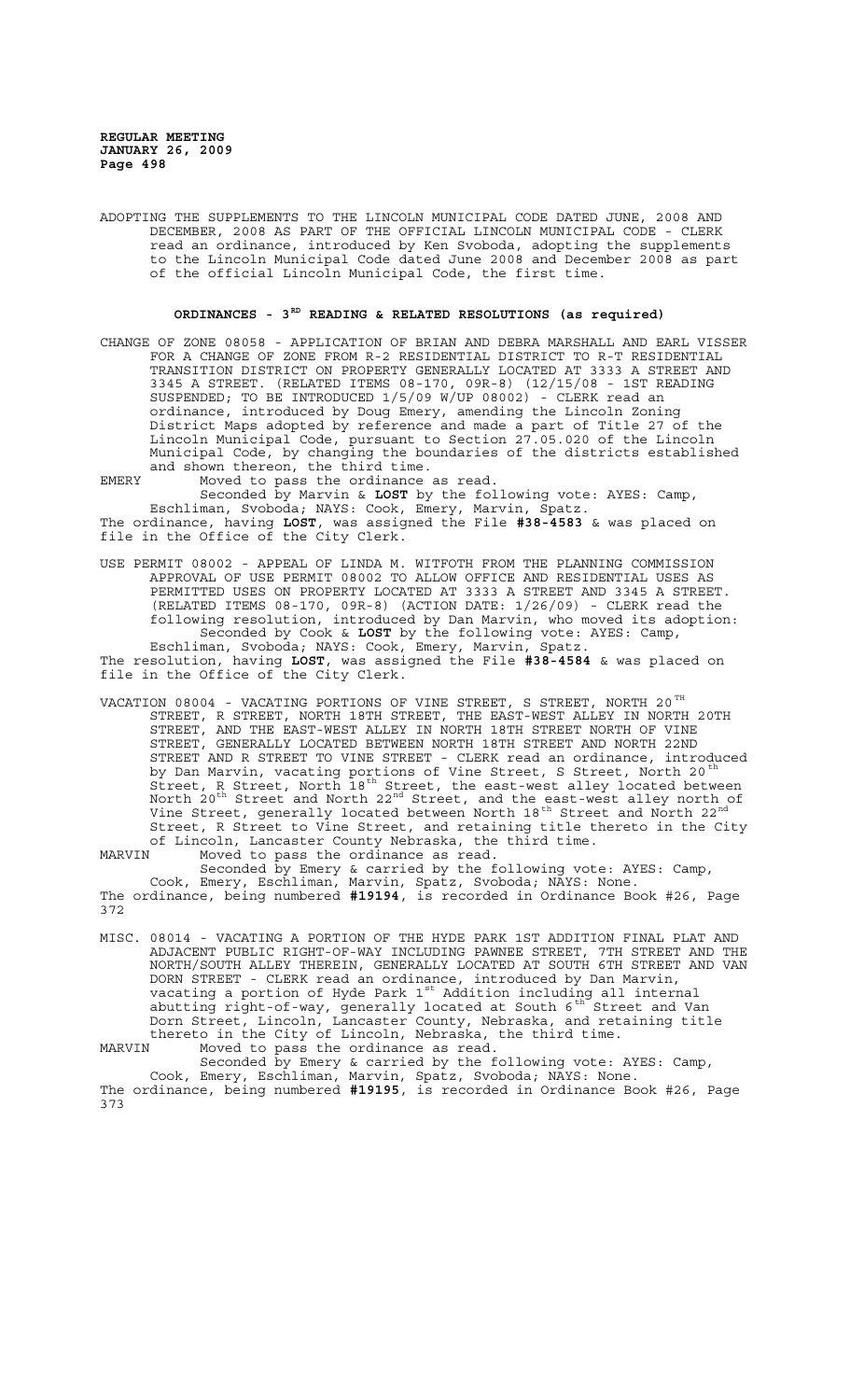ADOPTING THE SUPPLEMENTS TO THE LINCOLN MUNICIPAL CODE DATED JUNE, 2008 AND DECEMBER, 2008 AS PART OF THE OFFICIAL LINCOLN MUNICIPAL CODE - CLERK read an ordinance, introduced by Ken Svoboda, adopting the supplements to the Lincoln Municipal Code dated June 2008 and December 2008 as part of the official Lincoln Municipal Code, the first time.

## ORDINANCES - 3[RD] READING & RELATED RESOLUTIONS (as required)

CHANGE OF ZONE 08058 - APPLICATION OF BRIAN AND DEBRA MARSHALL AND EARL VISSER FOR A CHANGE OF ZONE FROM R-2 RESIDENTIAL DISTRICT TO R-T RESIDENTIAL TRANSITION DISTRICT ON PROPERTY GENERALLY LOCATED AT 3333 A STREET AND 3345 A STREET. (RELATED ITEMS 08-170, 09R-8) (12/15/08 - 1ST READING SUSPENDED; TO BE INTRODUCED 1/5/09 W/UP 08002) - CLERK read an ordinance, introduced by Doug Emery, amending the Lincoln Zoning District Maps adopted by reference and made a part of Title 27 of the Lincoln Municipal Code, pursuant to Section 27.05.020 of the Lincoln Municipal Code, by changing the boundaries of the districts established and shown thereon, the third time.

EMERY Moved to pass the ordinance as read.

Seconded by Marvin & **LOST** by the following vote: AYES: Camp, Eschliman, Svoboda; NAYS: Cook, Emery, Marvin, Spatz.

The ordinance, having **LOST**, was assigned the File **#38-4583** & was placed on file in the Office of the City Clerk.

USE PERMIT 08002 - APPEAL OF LINDA M. WITFOTH FROM THE PLANNING COMMISSION APPROVAL OF USE PERMIT 08002 TO ALLOW OFFICE AND RESIDENTIAL USES AS PERMITTED USES ON PROPERTY LOCATED AT 3333 A STREET AND 3345 A STREET. (RELATED ITEMS 08-170, 09R-8) (ACTION DATE: 1/26/09) - CLERK read the following resolution, introduced by Dan Marvin, who moved its adoption:

Seconded by Cook & **LOST** by the following vote: AYES: Camp, Eschliman, Svoboda; NAYS: Cook, Emery, Marvin, Spatz.

The resolution, having **LOST**, was assigned the File **#38-4584** & was placed on file in the Office of the City Clerk.

VACATION 08004 - VACATING PORTIONS OF VINE STREET, S STREET, NORTH 20[TH] STREET, R STREET, NORTH 18TH STREET, THE EAST-WEST ALLEY IN NORTH 20TH STREET, AND THE EAST-WEST ALLEY IN NORTH 18TH STREET NORTH OF VINE STREET, GENERALLY LOCATED BETWEEN NORTH 18TH STREET AND NORTH 22ND STREET AND R STREET TO VINE STREET - CLERK read an ordinance, introduced by Dan Marvin, vacating portions of Vine Street, S Street, North 20[th] Street, R Street, North 18[th] Street, the east-west alley located between North 20[th] Street and North 22[nd] Street, and the east-west alley north of Vine Street, generally located between North 18[th] Street and North 22[nd] Street, R Street to Vine Street, and retaining title thereto in the City of Lincoln, Lancaster County Nebraska, the third time.

MARVIN Moved to pass the ordinance as read.

Seconded by Emery & carried by the following vote: AYES: Camp, Cook, Emery, Eschliman, Marvin, Spatz, Svoboda; NAYS: None.

The ordinance, being numbered **#19194**, is recorded in Ordinance Book #26, Page 372

MISC. 08014 - VACATING A PORTION OF THE HYDE PARK 1ST ADDITION FINAL PLAT AND ADJACENT PUBLIC RIGHT-OF-WAY INCLUDING PAWNEE STREET, 7TH STREET AND THE NORTH/SOUTH ALLEY THEREIN, GENERALLY LOCATED AT SOUTH 6TH STREET AND VAN DORN STREET - CLERK read an ordinance, introduced by Dan Marvin, vacating a portion of Hyde Park 1[st] Addition including all internal abutting right-of-way, generally located at South 6[th] Street and Van Dorn Street, Lincoln, Lancaster County, Nebraska, and retaining title thereto in the City of Lincoln, Nebraska, the third time.

MARVIN Moved to pass the ordinance as read.

Seconded by Emery & carried by the following vote: AYES: Camp, Cook, Emery, Eschliman, Marvin, Spatz, Svoboda; NAYS: None.

The ordinance, being numbered **#19195**, is recorded in Ordinance Book #26, Page 373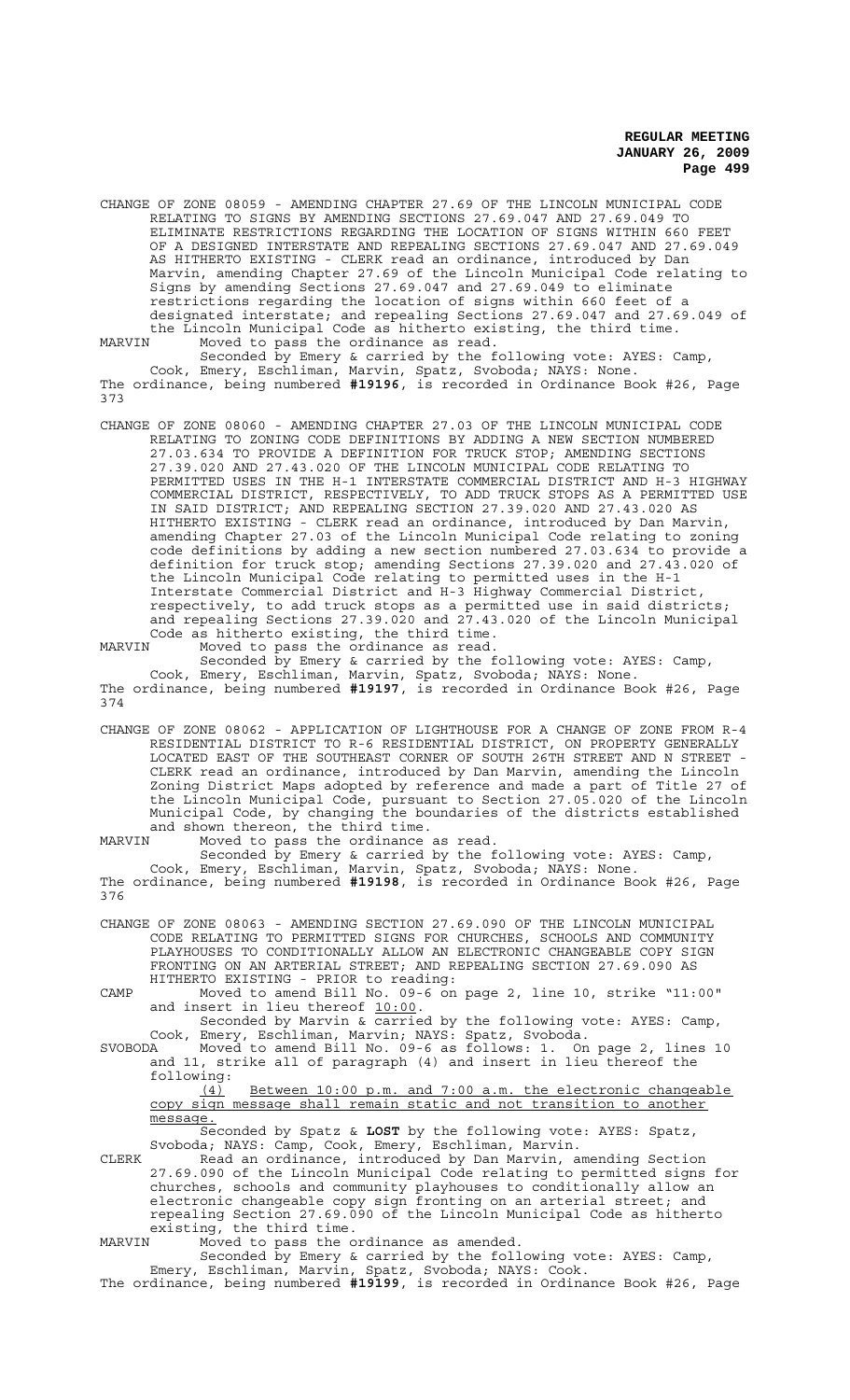CHANGE OF ZONE 08059 - AMENDING CHAPTER 27.69 OF THE LINCOLN MUNICIPAL CODE RELATING TO SIGNS BY AMENDING SECTIONS 27.69.047 AND 27.69.049 TO ELIMINATE RESTRICTIONS REGARDING THE LOCATION OF SIGNS WITHIN 660 FEET OF A DESIGNED INTERSTATE AND REPEALING SECTIONS 27.69.047 AND 27.69.049 AS HITHERTO EXISTING - CLERK read an ordinance, introduced by Dan Marvin, amending Chapter 27.69 of the Lincoln Municipal Code relating to Signs by amending Sections 27.69.047 and 27.69.049 to eliminate restrictions regarding the location of signs within 660 feet of a designated interstate; and repealing Sections 27.69.047 and 27.69.049 of the Lincoln Municipal Code as hitherto existing, the third time.

MARVIN Moved to pass the ordinance as read.

Seconded by Emery & carried by the following vote: AYES: Camp, Cook, Emery, Eschliman, Marvin, Spatz, Svoboda; NAYS: None.

The ordinance, being numbered **#19196**, is recorded in Ordinance Book #26, Page 373

CHANGE OF ZONE 08060 - AMENDING CHAPTER 27.03 OF THE LINCOLN MUNICIPAL CODE RELATING TO ZONING CODE DEFINITIONS BY ADDING A NEW SECTION NUMBERED 27.03.634 TO PROVIDE A DEFINITION FOR TRUCK STOP; AMENDING SECTIONS 27.39.020 AND 27.43.020 OF THE LINCOLN MUNICIPAL CODE RELATING TO PERMITTED USES IN THE H-1 INTERSTATE COMMERCIAL DISTRICT AND H-3 HIGHWAY COMMERCIAL DISTRICT, RESPECTIVELY, TO ADD TRUCK STOPS AS A PERMITTED USE IN SAID DISTRICT; AND REPEALING SECTION 27.39.020 AND 27.43.020 AS HITHERTO EXISTING - CLERK read an ordinance, introduced by Dan Marvin, amending Chapter 27.03 of the Lincoln Municipal Code relating to zoning code definitions by adding a new section numbered 27.03.634 to provide a definition for truck stop; amending Sections 27.39.020 and 27.43.020 of the Lincoln Municipal Code relating to permitted uses in the H-1 Interstate Commercial District and H-3 Highway Commercial District, respectively, to add truck stops as a permitted use in said districts; and repealing Sections 27.39.020 and 27.43.020 of the Lincoln Municipal Code as hitherto existing, the third time.

MARVIN Moved to pass the ordinance as read.

Seconded by Emery & carried by the following vote: AYES: Camp, Cook, Emery, Eschliman, Marvin, Spatz, Svoboda; NAYS: None.

The ordinance, being numbered **#19197**, is recorded in Ordinance Book #26, Page 374

CHANGE OF ZONE 08062 - APPLICATION OF LIGHTHOUSE FOR A CHANGE OF ZONE FROM R-4 RESIDENTIAL DISTRICT TO R-6 RESIDENTIAL DISTRICT, ON PROPERTY GENERALLY LOCATED EAST OF THE SOUTHEAST CORNER OF SOUTH 26TH STREET AND N STREET - CLERK read an ordinance, introduced by Dan Marvin, amending the Lincoln Zoning District Maps adopted by reference and made a part of Title 27 of the Lincoln Municipal Code, pursuant to Section 27.05.020 of the Lincoln Municipal Code, by changing the boundaries of the districts established and shown thereon, the third time.

MARVIN Moved to pass the ordinance as read.

Seconded by Emery & carried by the following vote: AYES: Camp, Cook, Emery, Eschliman, Marvin, Spatz, Svoboda; NAYS: None.

The ordinance, being numbered **#19198**, is recorded in Ordinance Book #26, Page 376

CHANGE OF ZONE 08063 - AMENDING SECTION 27.69.090 OF THE LINCOLN MUNICIPAL CODE RELATING TO PERMITTED SIGNS FOR CHURCHES, SCHOOLS AND COMMUNITY PLAYHOUSES TO CONDITIONALLY ALLOW AN ELECTRONIC CHANGEABLE COPY SIGN FRONTING ON AN ARTERIAL STREET; AND REPEALING SECTION 27.69.090 AS HITHERTO EXISTING - PRIOR to reading:

CAMP Moved to amend Bill No. 09-6 on page 2, line 10, strike "11:00" and insert in lieu thereof 10:00.

Seconded by Marvin & carried by the following vote: AYES: Camp, Cook, Emery, Eschliman, Marvin; NAYS: Spatz, Svoboda.

SVOBODA Moved to amend Bill No. 09-6 as follows: 1. On page 2, lines 10 and 11, strike all of paragraph (4) and insert in lieu thereof the following:

(4) Between 10:00 p.m. and 7:00 a.m. the electronic changeable copy sign message shall remain static and not transition to another message.

Seconded by Spatz & **LOST** by the following vote: AYES: Spatz, Svoboda; NAYS: Camp, Cook, Emery, Eschliman, Marvin.

CLERK Read an ordinance, introduced by Dan Marvin, amending Section 27.69.090 of the Lincoln Municipal Code relating to permitted signs for churches, schools and community playhouses to conditionally allow an electronic changeable copy sign fronting on an arterial street; and repealing Section 27.69.090 of the Lincoln Municipal Code as hitherto existing, the third time.

MARVIN Moved to pass the ordinance as amended.

Seconded by Emery & carried by the following vote: AYES: Camp, Emery, Eschliman, Marvin, Spatz, Svoboda; NAYS: Cook.

The ordinance, being numbered **#19199**, is recorded in Ordinance Book #26, Page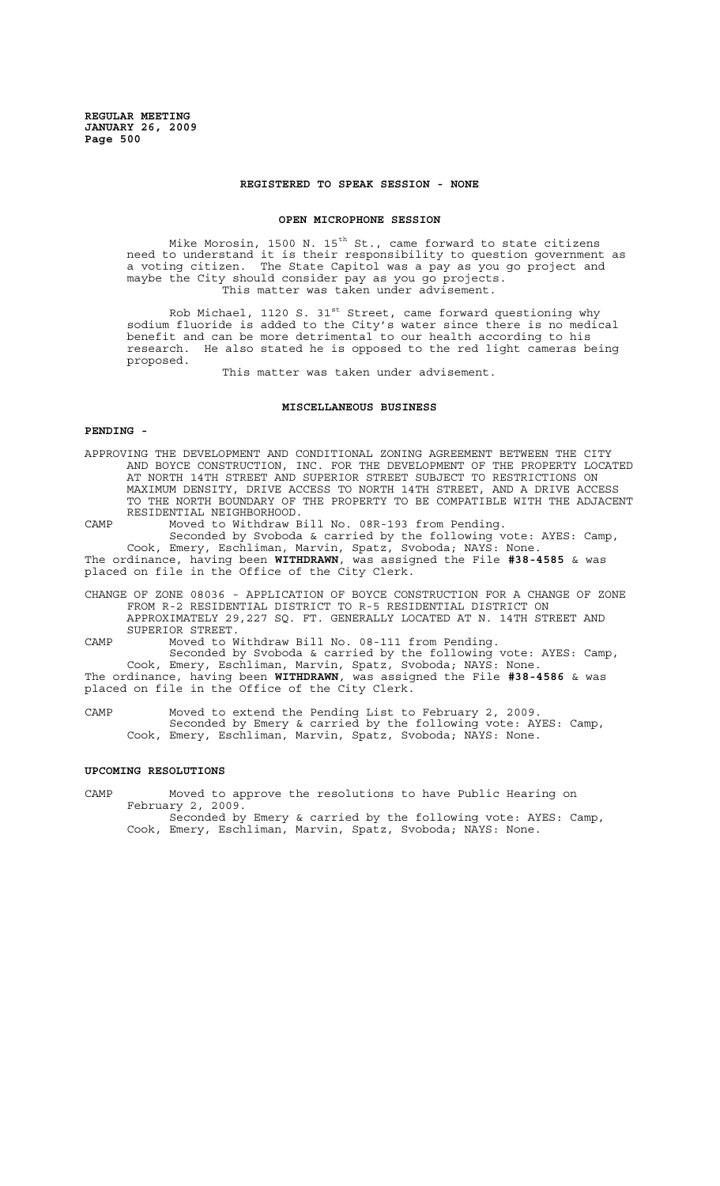**REGISTERED TO SPEAK SESSION - NONE**

**OPEN MICROPHONE SESSION**

Mike Morosin, 1500 N. 15th St., came forward to state citizens need to understand it is their responsibility to question government as a voting citizen. The State Capitol was a pay as you go project and maybe the City should consider pay as you go projects.
This matter was taken under advisement.

Rob Michael, 1120 S. 31st Street, came forward questioning why sodium fluoride is added to the City's water since there is no medical benefit and can be more detrimental to our health according to his research. He also stated he is opposed to the red light cameras being proposed.
This matter was taken under advisement.

**MISCELLANEOUS BUSINESS**

**PENDING -**

APPROVING THE DEVELOPMENT AND CONDITIONAL ZONING AGREEMENT BETWEEN THE CITY AND BOYCE CONSTRUCTION, INC. FOR THE DEVELOPMENT OF THE PROPERTY LOCATED AT NORTH 14TH STREET AND SUPERIOR STREET SUBJECT TO RESTRICTIONS ON MAXIMUM DENSITY, DRIVE ACCESS TO NORTH 14TH STREET, AND A DRIVE ACCESS TO THE NORTH BOUNDARY OF THE PROPERTY TO BE COMPATIBLE WITH THE ADJACENT RESIDENTIAL NEIGHBORHOOD.

CAMP Moved to Withdraw Bill No. 08R-193 from Pending.
Seconded by Svoboda & carried by the following vote: AYES: Camp, Cook, Emery, Eschliman, Marvin, Spatz, Svoboda; NAYS: None.

The ordinance, having been **WITHDRAWN**, was assigned the File **#38-4585** & was placed on file in the Office of the City Clerk.

CHANGE OF ZONE 08036 - APPLICATION OF BOYCE CONSTRUCTION FOR A CHANGE OF ZONE FROM R-2 RESIDENTIAL DISTRICT TO R-5 RESIDENTIAL DISTRICT ON APPROXIMATELY 29,227 SQ. FT. GENERALLY LOCATED AT N. 14TH STREET AND SUPERIOR STREET.

CAMP Moved to Withdraw Bill No. 08-111 from Pending.
Seconded by Svoboda & carried by the following vote: AYES: Camp, Cook, Emery, Eschliman, Marvin, Spatz, Svoboda; NAYS: None.

The ordinance, having been **WITHDRAWN**, was assigned the File **#38-4586** & was placed on file in the Office of the City Clerk.

CAMP Moved to extend the Pending List to February 2, 2009.
Seconded by Emery & carried by the following vote: AYES: Camp, Cook, Emery, Eschliman, Marvin, Spatz, Svoboda; NAYS: None.

**UPCOMING RESOLUTIONS**

CAMP Moved to approve the resolutions to have Public Hearing on February 2, 2009.
Seconded by Emery & carried by the following vote: AYES: Camp, Cook, Emery, Eschliman, Marvin, Spatz, Svoboda; NAYS: None.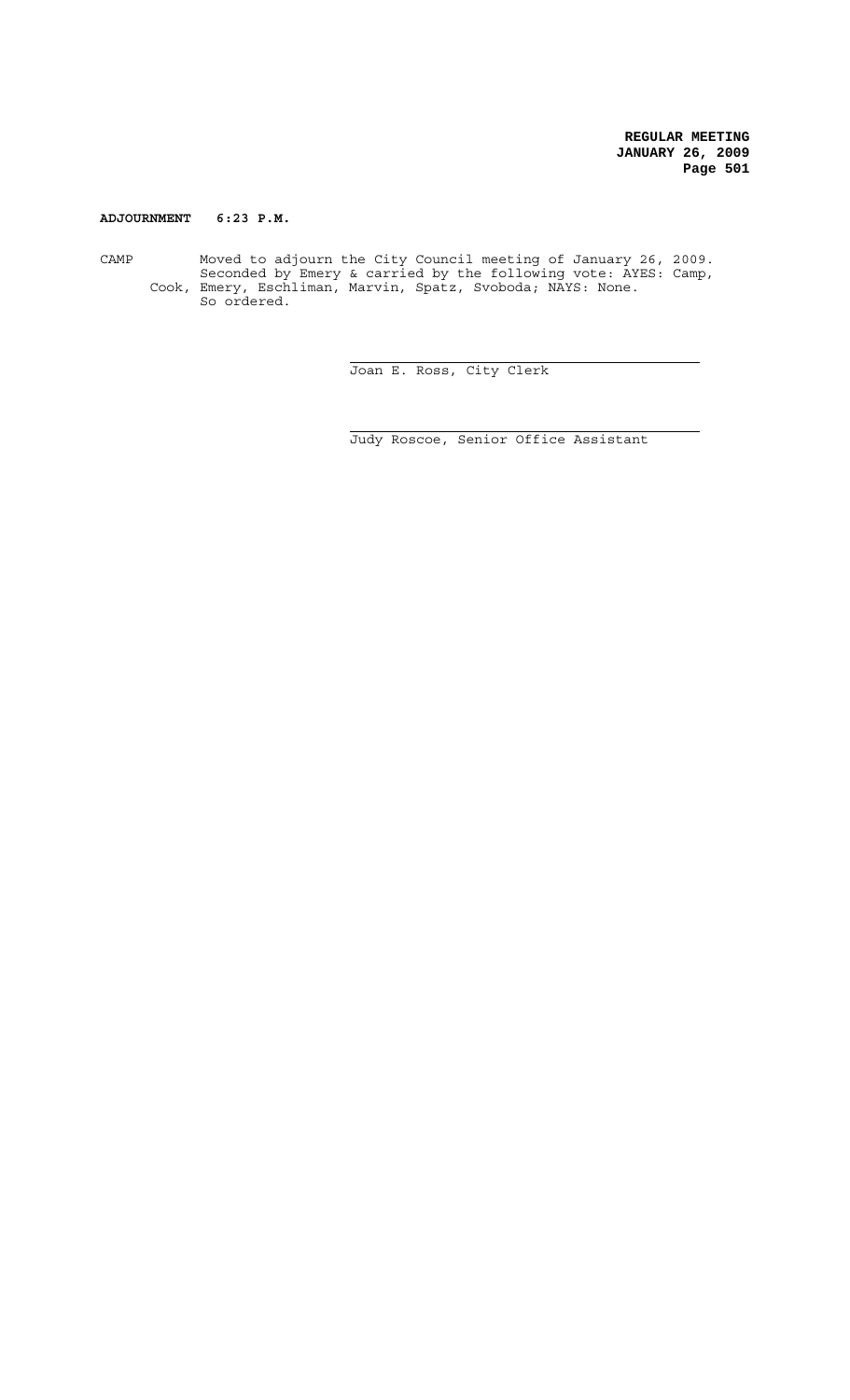**ADJOURNMENT 6:23 P.M.**

CAMP Moved to adjourn the City Council meeting of January 26, 2009. Seconded by Emery & carried by the following vote: AYES: Camp, Cook, Emery, Eschliman, Marvin, Spatz, Svoboda; NAYS: None. So ordered.

Joan E. Ross, City Clerk

Judy Roscoe, Senior Office Assistant